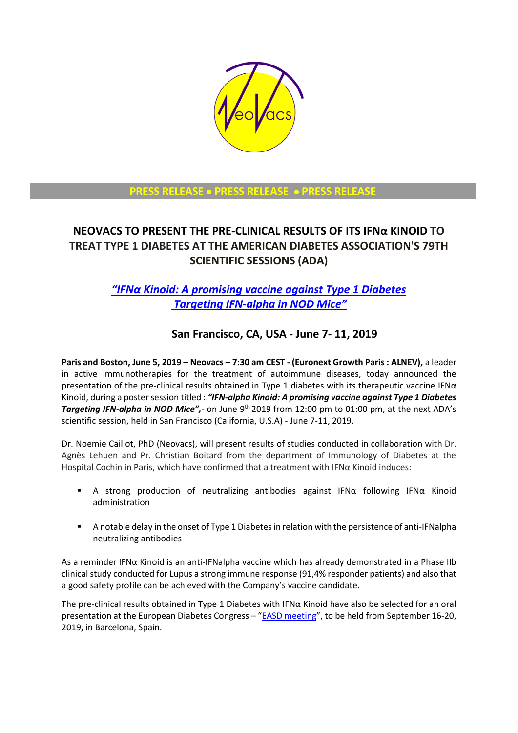PRESS RELEASE • PRESS RELEASE • PRESS RELEASE

# NEOVACS TO PRESENT THE PRE-CLINICAL RESULTS OF ITS IFNα KINOID TO TREAT TYPE 1 DIABETES AT THE AMERICAN DIABETES ASSOCIATION'S 79TH SCIENTIFIC SESSIONS (ADA)

## *"IFNα Kinoid: A promising vaccine against Type 1 Diabetes Targeting IFN-alpha in NOD Mice"*

## San Francisco, CA, USA - June 7- 11, 2019

**Paris and Boston, June 5, 2019 – Neovacs – 7:30 am CEST - (Euronext Growth Paris : ALNEV),** a leader in active immunotherapies for the treatment of autoimmune diseases, today announced the presentation of the pre-clinical results obtained in Type 1 diabetes with its therapeutic vaccine IFNα Kinoid, during a poster session titled : ***"IFN-alpha Kinoid: A promising vaccine against Type 1 Diabetes Targeting IFN-alpha in NOD Mice",*** - on June 9th 2019 from 12:00 pm to 01:00 pm, at the next ADA's scientific session, held in San Francisco (California, U.S.A) - June 7-11, 2019.

Dr. Noemie Caillot, PhD (Neovacs), will present results of studies conducted in collaboration with Dr. Agnès Lehuen and Pr. Christian Boitard from the department of Immunology of Diabetes at the Hospital Cochin in Paris, which have confirmed that a treatment with IFNα Kinoid induces:

- A strong production of neutralizing antibodies against IFNα following IFNα Kinoid administration
- A notable delay in the onset of Type 1 Diabetes in relation with the persistence of anti-IFNalpha neutralizing antibodies

As a reminder IFNα Kinoid is an anti-IFNalpha vaccine which has already demonstrated in a Phase IIb clinical study conducted for Lupus a strong immune response (91,4% responder patients) and also that a good safety profile can be achieved with the Company's vaccine candidate.

The pre-clinical results obtained in Type 1 Diabetes with IFNα Kinoid have also be selected for an oral presentation at the European Diabetes Congress – "EASD meeting", to be held from September 16-20, 2019, in Barcelona, Spain.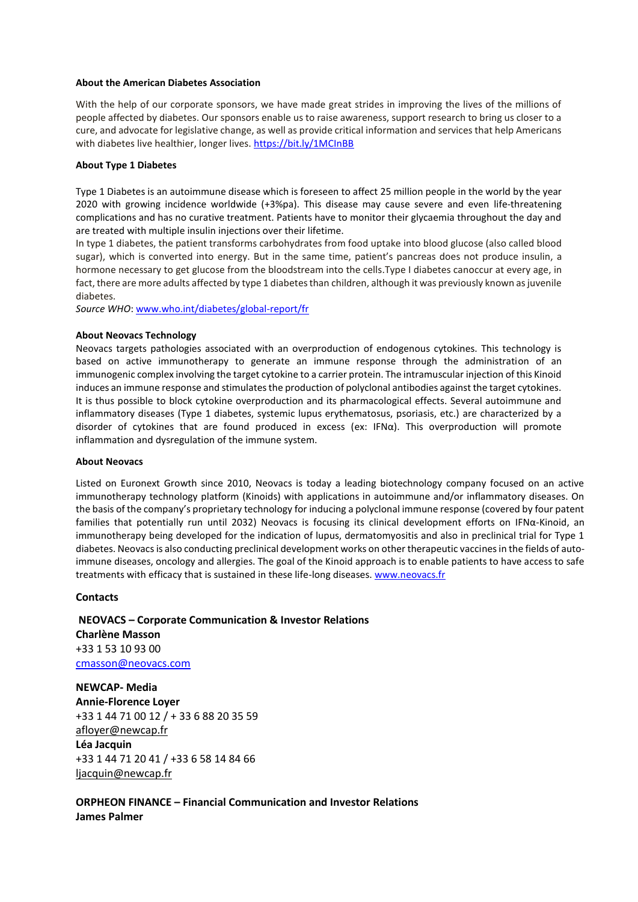**About the American Diabetes Association**

With the help of our corporate sponsors, we have made great strides in improving the lives of the millions of people affected by diabetes. Our sponsors enable us to raise awareness, support research to bring us closer to a cure, and advocate for legislative change, as well as provide critical information and services that help Americans with diabetes live healthier, longer lives. https://bit.ly/1MCInBB

**About Type 1 Diabetes**

Type 1 Diabetes is an autoimmune disease which is foreseen to affect 25 million people in the world by the year 2020 with growing incidence worldwide (+3%pa). This disease may cause severe and even life-threatening complications and has no curative treatment. Patients have to monitor their glycaemia throughout the day and are treated with multiple insulin injections over their lifetime.
In type 1 diabetes, the patient transforms carbohydrates from food uptake into blood glucose (also called blood sugar), which is converted into energy. But in the same time, patient's pancreas does not produce insulin, a hormone necessary to get glucose from the bloodstream into the cells.Type I diabetes canoccur at every age, in fact, there are more adults affected by type 1 diabetes than children, although it was previously known as juvenile diabetes.
*Source WHO*: www.who.int/diabetes/global-report/fr

**About Neovacs Technology**

Neovacs targets pathologies associated with an overproduction of endogenous cytokines. This technology is based on active immunotherapy to generate an immune response through the administration of an immunogenic complex involving the target cytokine to a carrier protein. The intramuscular injection of this Kinoid induces an immune response and stimulates the production of polyclonal antibodies against the target cytokines. It is thus possible to block cytokine overproduction and its pharmacological effects. Several autoimmune and inflammatory diseases (Type 1 diabetes, systemic lupus erythematosus, psoriasis, etc.) are characterized by a disorder of cytokines that are found produced in excess (ex: IFNα). This overproduction will promote inflammation and dysregulation of the immune system.

**About Neovacs**

Listed on Euronext Growth since 2010, Neovacs is today a leading biotechnology company focused on an active immunotherapy technology platform (Kinoids) with applications in autoimmune and/or inflammatory diseases. On the basis of the company's proprietary technology for inducing a polyclonal immune response (covered by four patent families that potentially run until 2032) Neovacs is focusing its clinical development efforts on IFNα-Kinoid, an immunotherapy being developed for the indication of lupus, dermatomyositis and also in preclinical trial for Type 1 diabetes. Neovacs is also conducting preclinical development works on other therapeutic vaccines in the fields of auto-immune diseases, oncology and allergies. The goal of the Kinoid approach is to enable patients to have access to safe treatments with efficacy that is sustained in these life-long diseases. www.neovacs.fr

**Contacts**

**NEOVACS – Corporate Communication & Investor Relations**
**Charlène Masson**
+33 1 53 10 93 00
cmasson@neovacs.com

**NEWCAP- Media**
**Annie-Florence Loyer**
+33 1 44 71 00 12 / + 33 6 88 20 35 59
afloyer@newcap.fr
**Léa Jacquin**
+33 1 44 71 20 41 / +33 6 58 14 84 66
ljacquin@newcap.fr

**ORPHEON FINANCE – Financial Communication and Investor Relations**
**James Palmer**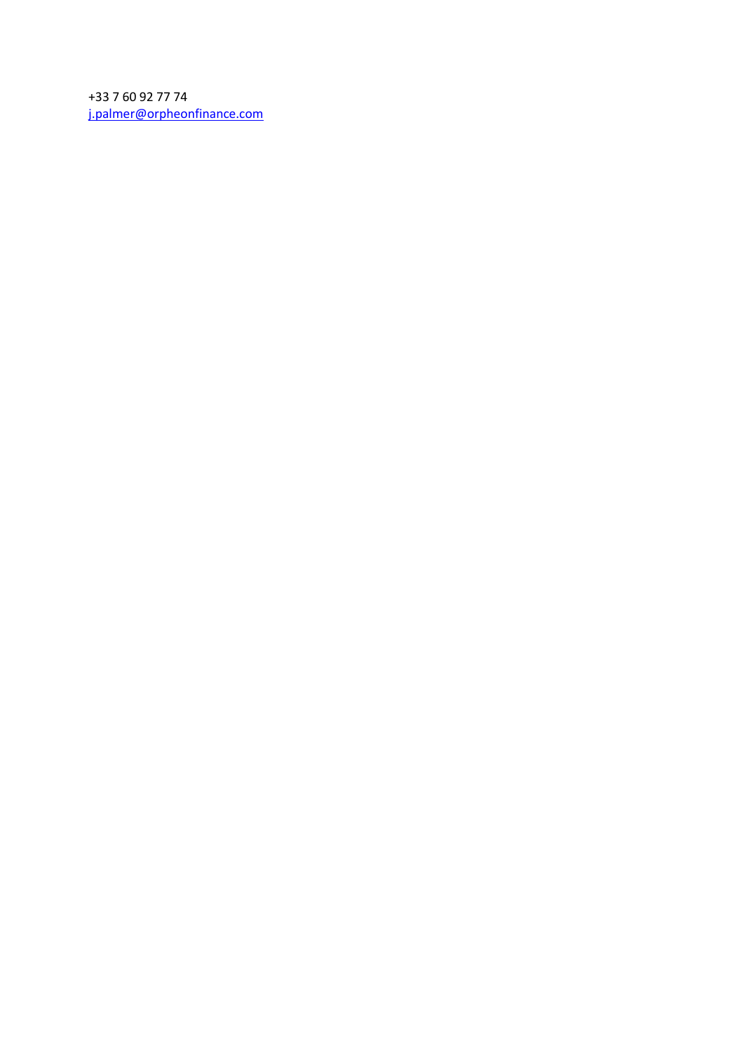+33 7 60 92 77 74
[j.palmer@orpheonfinance.com](mailto:j.palmer@orpheonfinance.com)